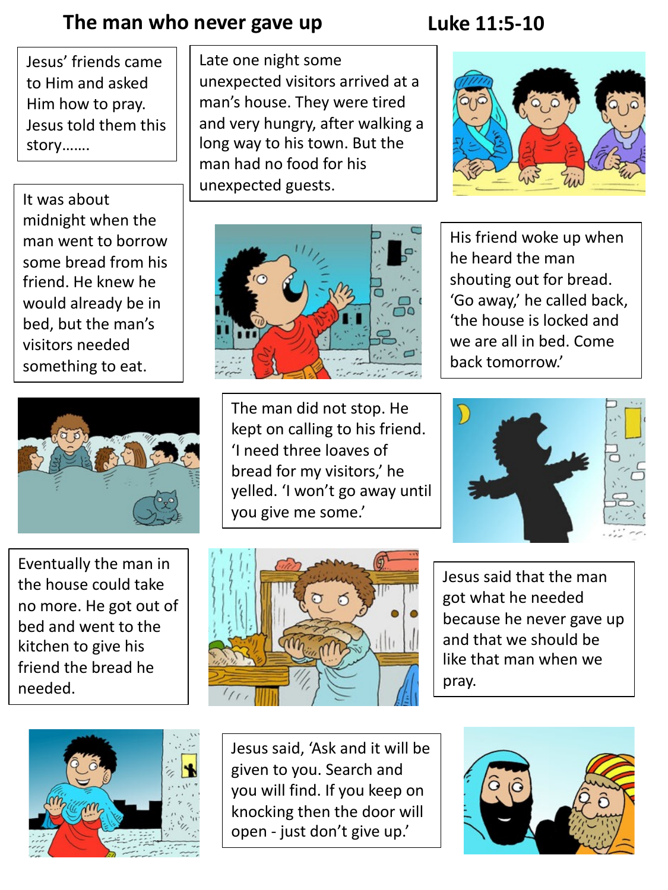# The man who never gave up

**Luke 11:5-10**

Jesus' friends came to Him and asked Him how to pray. Jesus told them this story…….

Late one night some unexpected visitors arrived at a man's house. They were tired and very hungry, after walking a long way to his town. But the man had no food for his unexpected guests.

It was about midnight when the man went to borrow some bread from his friend. He knew he would already be in bed, but the man's visitors needed something to eat.

His friend woke up when he heard the man shouting out for bread. 'Go away,' he called back, 'the house is locked and we are all in bed. Come back tomorrow.'

The man did not stop. He kept on calling to his friend. 'I need three loaves of bread for my visitors,' he yelled. 'I won't go away until you give me some.'

Eventually the man in the house could take no more. He got out of bed and went to the kitchen to give his friend the bread he needed.

Jesus said that the man got what he needed because he never gave up and that we should be like that man when we pray.

Jesus said, 'Ask and it will be given to you. Search and you will find. If you keep on knocking then the door will open - just don't give up.'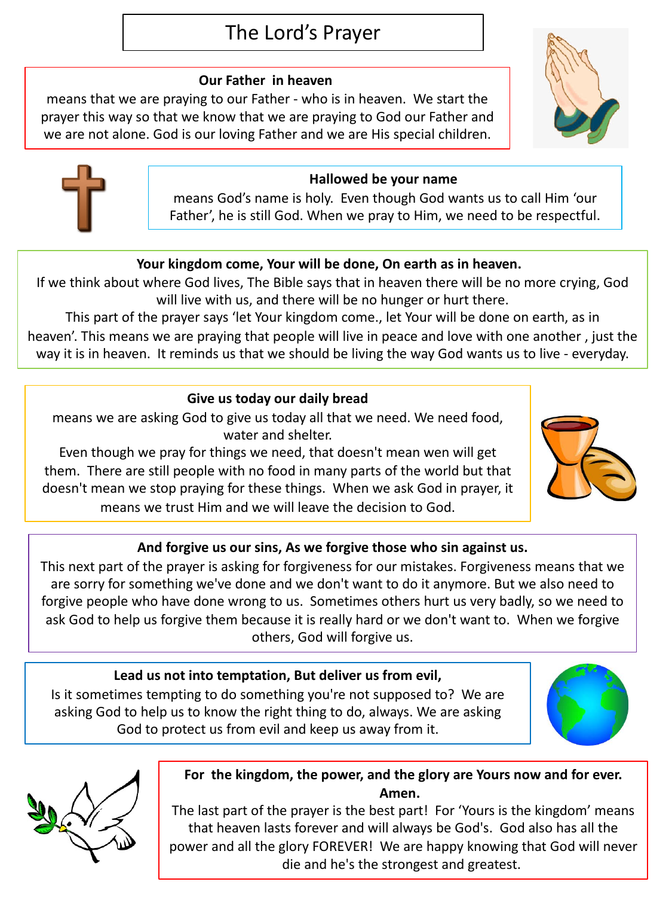# The Lord's Prayer

**Our Father in heaven**

means that we are praying to our Father - who is in heaven. We start the prayer this way so that we know that we are praying to God our Father and we are not alone. God is our loving Father and we are His special children.

**Hallowed be your name**

means God's name is holy. Even though God wants us to call Him 'our Father', he is still God. When we pray to Him, we need to be respectful.

**Your kingdom come, Your will be done, On earth as in heaven.**

If we think about where God lives, The Bible says that in heaven there will be no more crying, God will live with us, and there will be no hunger or hurt there.

This part of the prayer says 'let Your kingdom come., let Your will be done on earth, as in heaven'. This means we are praying that people will live in peace and love with one another , just the way it is in heaven. It reminds us that we should be living the way God wants us to live - everyday.

**Give us today our daily bread**

means we are asking God to give us today all that we need. We need food, water and shelter.

Even though we pray for things we need, that doesn't mean wen will get them. There are still people with no food in many parts of the world but that doesn't mean we stop praying for these things. When we ask God in prayer, it means we trust Him and we will leave the decision to God.

**And forgive us our sins, As we forgive those who sin against us.**

This next part of the prayer is asking for forgiveness for our mistakes. Forgiveness means that we are sorry for something we've done and we don't want to do it anymore. But we also need to forgive people who have done wrong to us. Sometimes others hurt us very badly, so we need to ask God to help us forgive them because it is really hard or we don't want to. When we forgive others, God will forgive us.

**Lead us not into temptation, But deliver us from evil,**

Is it sometimes tempting to do something you're not supposed to? We are asking God to help us to know the right thing to do, always. We are asking God to protect us from evil and keep us away from it.

**For the kingdom, the power, and the glory are Yours now and for ever. Amen.**

The last part of the prayer is the best part! For 'Yours is the kingdom' means that heaven lasts forever and will always be God's. God also has all the power and all the glory FOREVER! We are happy knowing that God will never die and he's the strongest and greatest.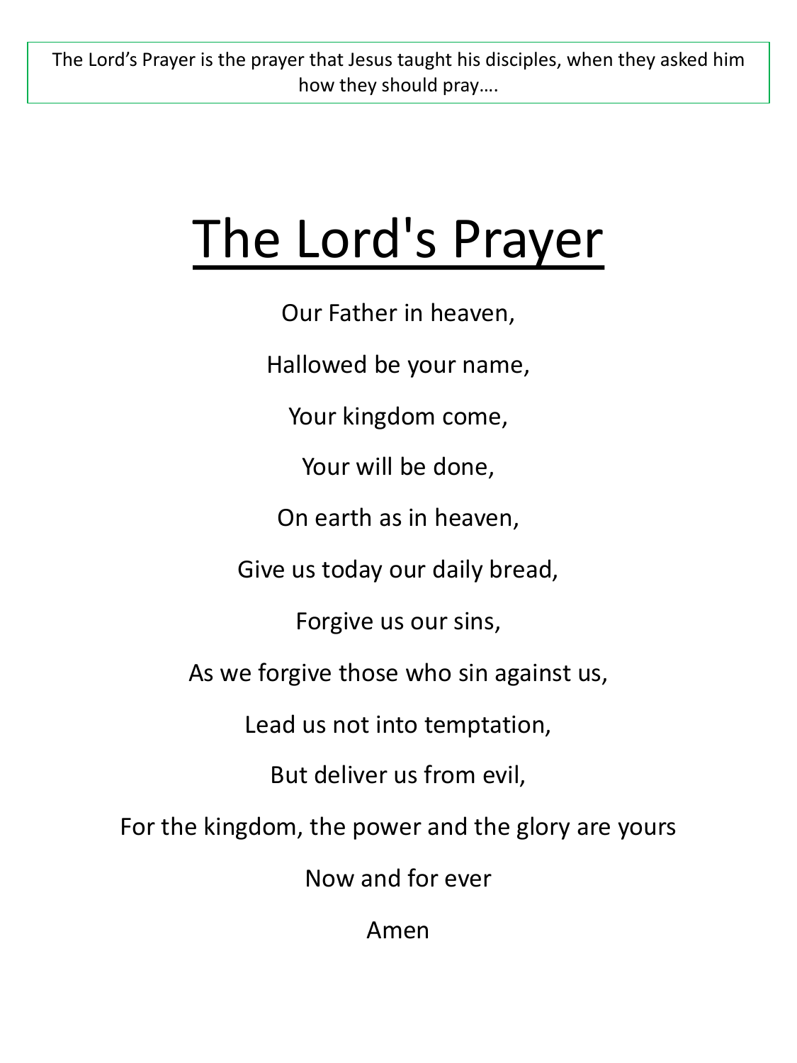The Lord's Prayer is the prayer that Jesus taught his disciples, when they asked him how they should pray….

# The Lord's Prayer

Our Father in heaven,

Hallowed be your name,

Your kingdom come,

Your will be done,

On earth as in heaven,

Give us today our daily bread,

Forgive us our sins,

As we forgive those who sin against us,

Lead us not into temptation,

But deliver us from evil,

For the kingdom, the power and the glory are yours

Now and for ever

Amen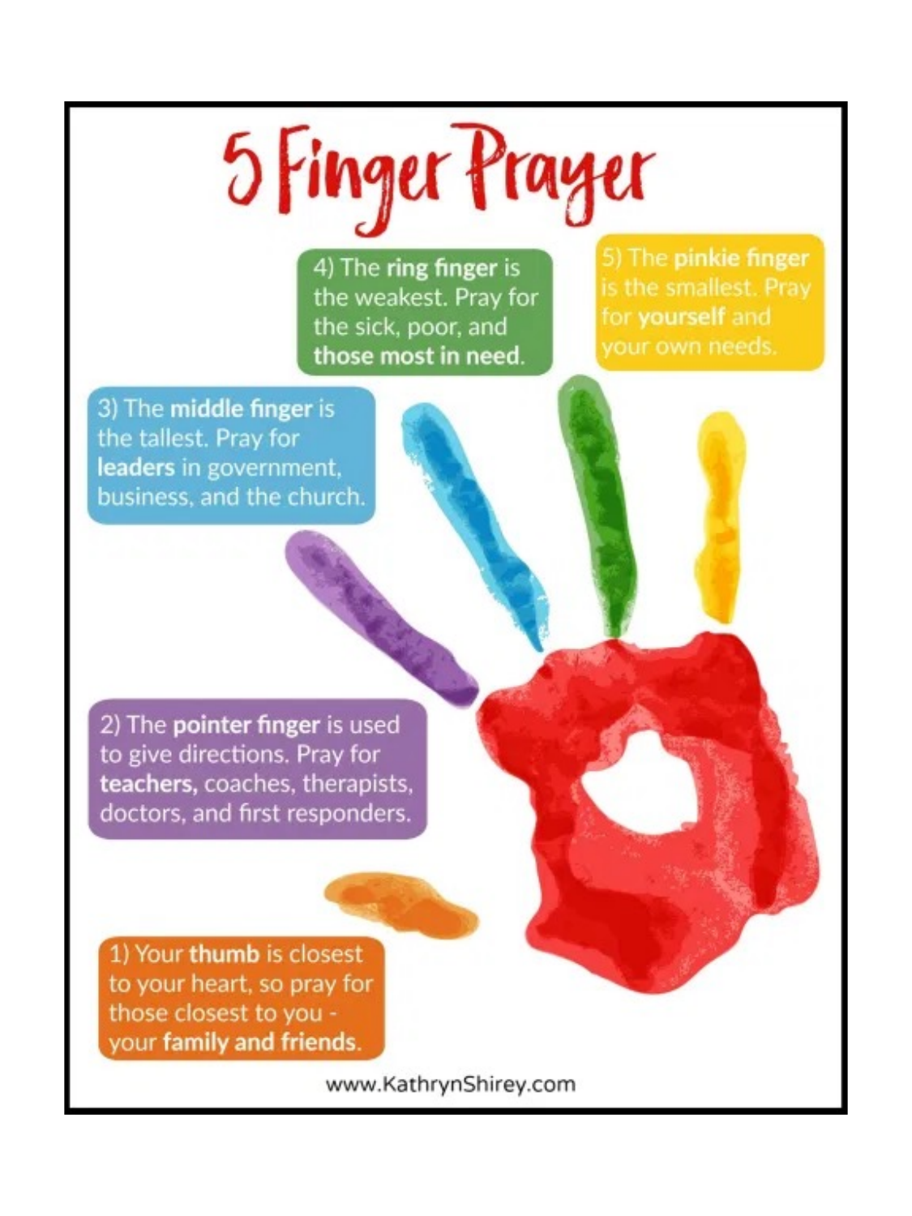# 5 Finger Prayer

1) Your **thumb** is closest to your heart, so pray for those closest to you - your **family and friends**.

2) The **pointer finger** is used to give directions. Pray for **teachers,** coaches, therapists, doctors, and first responders.

3) The **middle finger** is the tallest. Pray for **leaders** in government, business, and the church.

4) The **ring finger** is the weakest. Pray for the sick, poor, and **those most in need**.

5) The **pinkie finger** is the smallest. Pray for **yourself** and your own needs.

www.KathrynShirey.com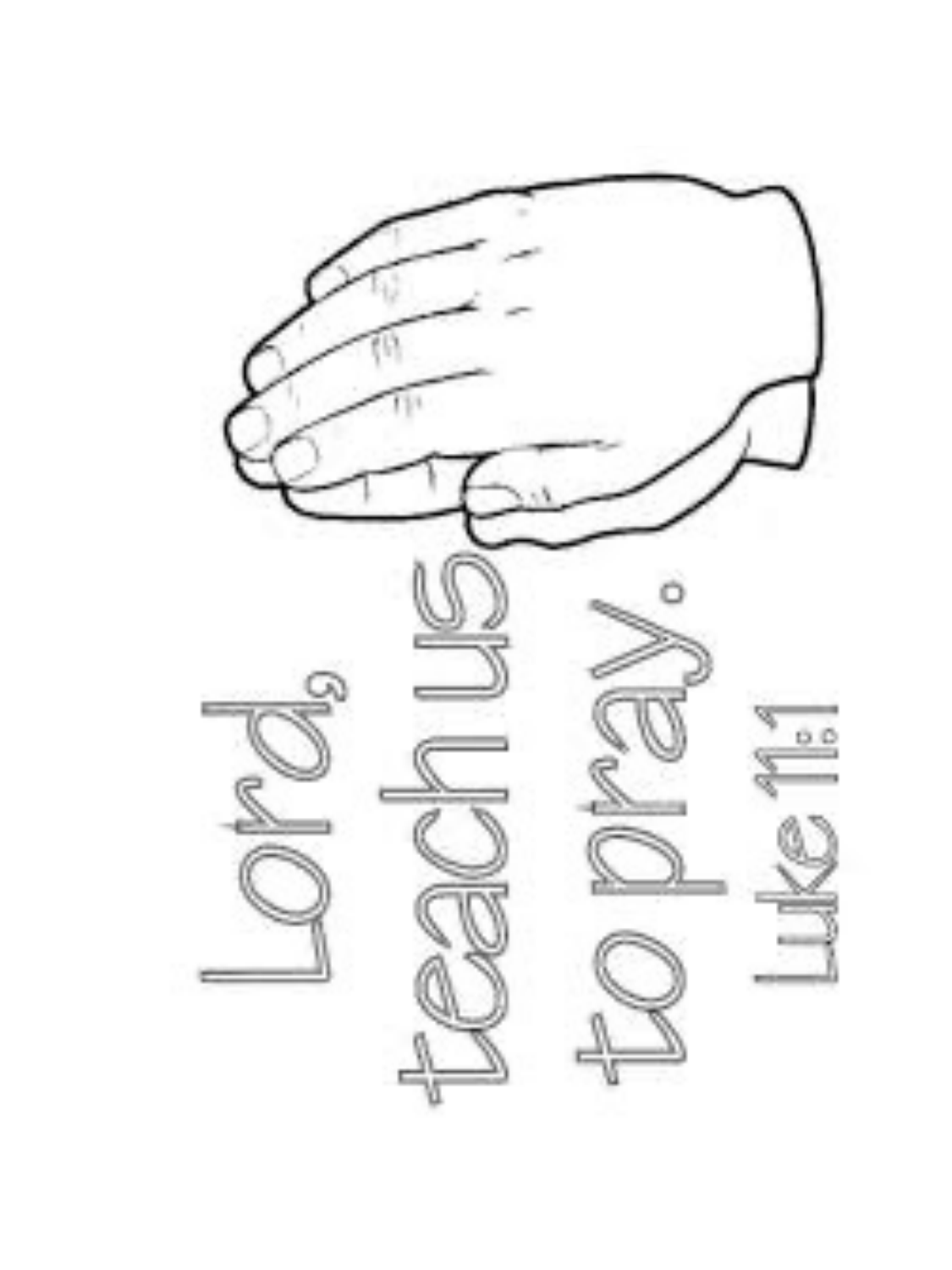Lord, teach us to pray.

Luke 11:1